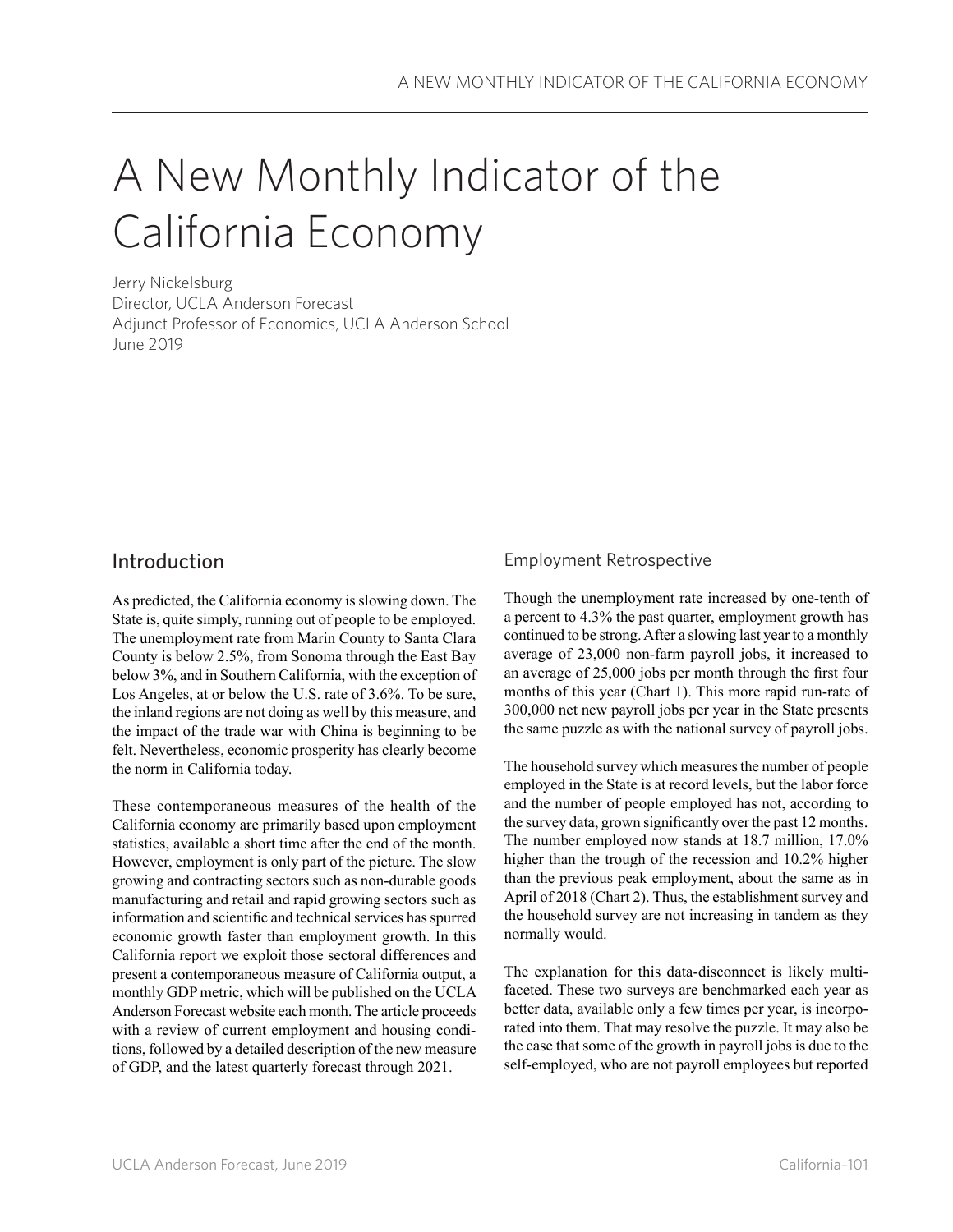# A New Monthly Indicator of the California Economy

Jerry Nickelsburg
Director, UCLA Anderson Forecast
Adjunct Professor of Economics, UCLA Anderson School
June 2019

## Introduction

As predicted, the California economy is slowing down. The State is, quite simply, running out of people to be employed. The unemployment rate from Marin County to Santa Clara County is below 2.5%, from Sonoma through the East Bay below 3%, and in Southern California, with the exception of Los Angeles, at or below the U.S. rate of 3.6%. To be sure, the inland regions are not doing as well by this measure, and the impact of the trade war with China is beginning to be felt. Nevertheless, economic prosperity has clearly become the norm in California today.

These contemporaneous measures of the health of the California economy are primarily based upon employment statistics, available a short time after the end of the month. However, employment is only part of the picture. The slow growing and contracting sectors such as non-durable goods manufacturing and retail and rapid growing sectors such as information and scientific and technical services has spurred economic growth faster than employment growth. In this California report we exploit those sectoral differences and present a contemporaneous measure of California output, a monthly GDP metric, which will be published on the UCLA Anderson Forecast website each month. The article proceeds with a review of current employment and housing conditions, followed by a detailed description of the new measure of GDP, and the latest quarterly forecast through 2021.

### Employment Retrospective

Though the unemployment rate increased by one-tenth of a percent to 4.3% the past quarter, employment growth has continued to be strong. After a slowing last year to a monthly average of 23,000 non-farm payroll jobs, it increased to an average of 25,000 jobs per month through the first four months of this year (Chart 1). This more rapid run-rate of 300,000 net new payroll jobs per year in the State presents the same puzzle as with the national survey of payroll jobs.

The household survey which measures the number of people employed in the State is at record levels, but the labor force and the number of people employed has not, according to the survey data, grown significantly over the past 12 months. The number employed now stands at 18.7 million, 17.0% higher than the trough of the recession and 10.2% higher than the previous peak employment, about the same as in April of 2018 (Chart 2). Thus, the establishment survey and the household survey are not increasing in tandem as they normally would.

The explanation for this data-disconnect is likely multi-faceted. These two surveys are benchmarked each year as better data, available only a few times per year, is incorporated into them. That may resolve the puzzle. It may also be the case that some of the growth in payroll jobs is due to the self-employed, who are not payroll employees but reported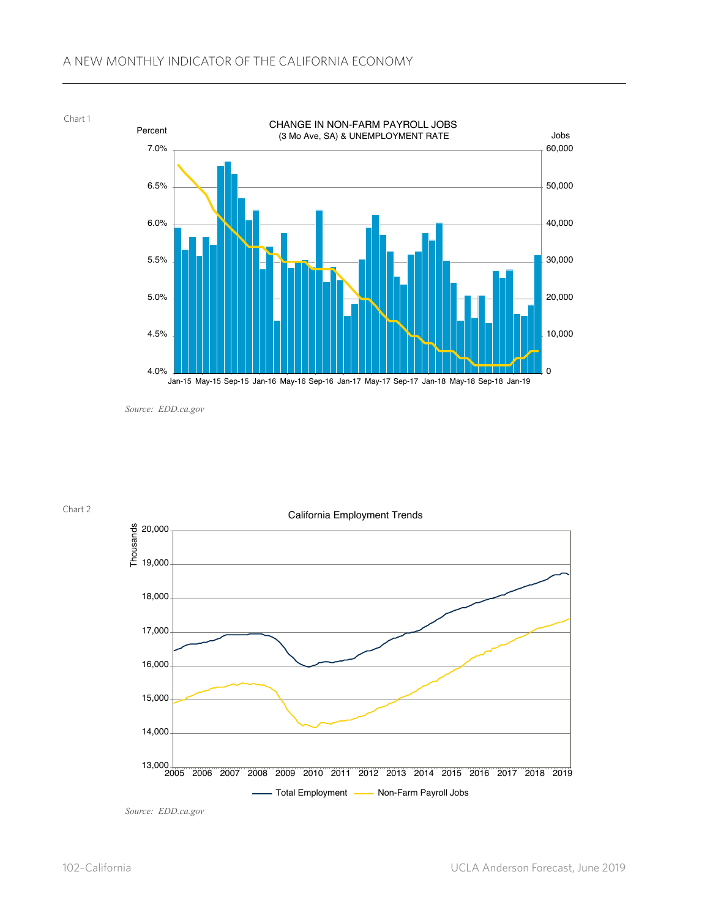Chart 1

CHANGE IN NON-FARM PAYROLL JOBS
(3 Mo Ave, SA) & UNEMPLOYMENT RATE

Source: *EDD.ca.gov*

Chart 2

California Employment Trends

Source: *EDD.ca.gov*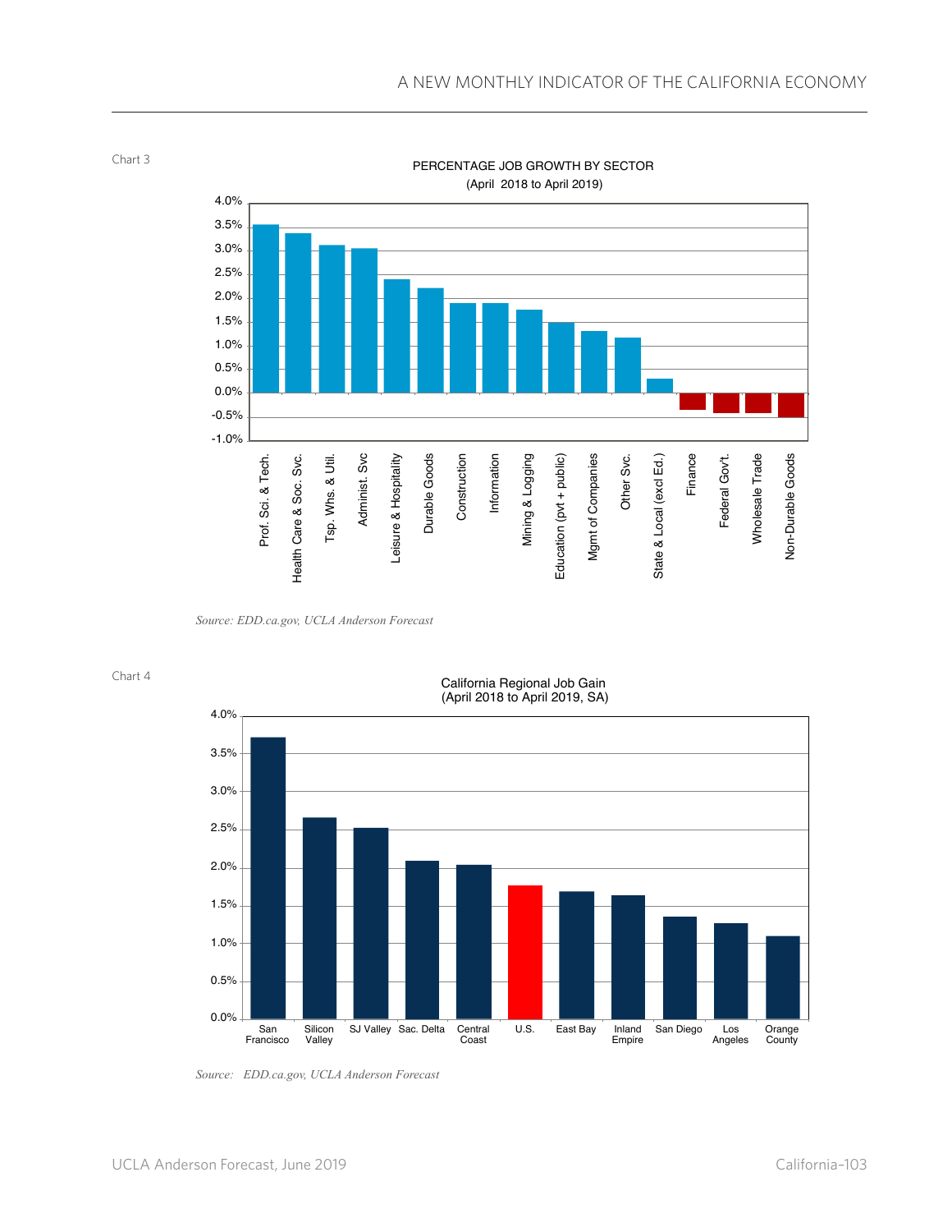Chart 3

PERCENTAGE JOB GROWTH BY SECTOR
(April 2018 to April 2019)

| Sector | Approx. Growth |
|---|---|
| Prof. Sci. & Tech. | 3.5% |
| Health Care & Soc. Svc. | 3.4% |
| Tsp. Whs. & Util. | 3.1% |
| Administ. Svc | 3.0% |
| Leisure & Hospitality | 2.4% |
| Durable Goods | 2.2% |
| Construction | 1.9% |
| Information | 1.9% |
| Mining & Logging | 1.7% |
| Education (pvt + public) | 1.5% |
| Mgmt of Companies | 1.3% |
| Other Svc. | 1.2% |
| State & Local (excl Ed.) | 0.3% |
| Finance | -0.4% |
| Federal Gov't. | -0.4% |
| Wholesale Trade | -0.4% |
| Non-Durable Goods | -0.5% |

*Source: EDD.ca.gov, UCLA Anderson Forecast*

Chart 4

California Regional Job Gain
(April 2018 to April 2019, SA)

| Region | Approx. Job Gain |
|---|---|
| San Francisco | 3.7% |
| Silicon Valley | 2.7% |
| SJ Valley | 2.5% |
| Sac. Delta | 2.1% |
| Central Coast | 2.0% |
| U.S. | 1.8% |
| East Bay | 1.7% |
| Inland Empire | 1.6% |
| San Diego | 1.3% |
| Los Angeles | 1.3% |
| Orange County | 1.1% |

*Source: EDD.ca.gov, UCLA Anderson Forecast*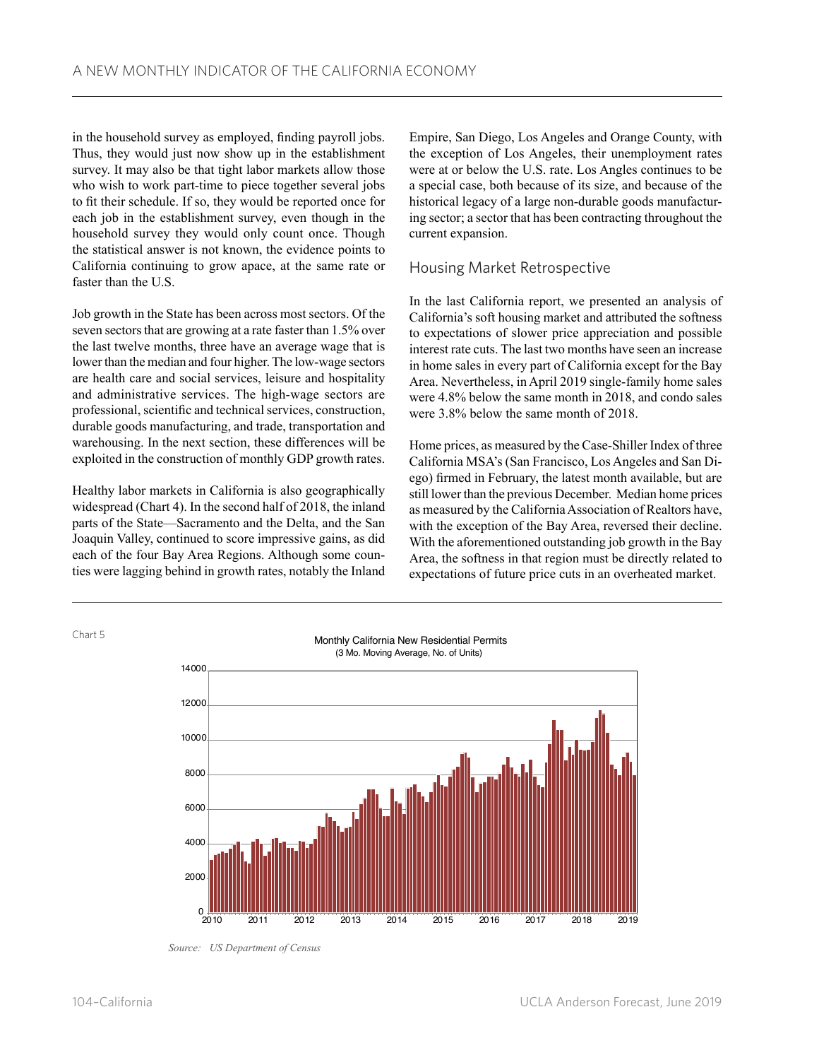in the household survey as employed, finding payroll jobs. Thus, they would just now show up in the establishment survey. It may also be that tight labor markets allow those who wish to work part-time to piece together several jobs to fit their schedule. If so, they would be reported once for each job in the establishment survey, even though in the household survey they would only count once. Though the statistical answer is not known, the evidence points to California continuing to grow apace, at the same rate or faster than the U.S.

Job growth in the State has been across most sectors. Of the seven sectors that are growing at a rate faster than 1.5% over the last twelve months, three have an average wage that is lower than the median and four higher. The low-wage sectors are health care and social services, leisure and hospitality and administrative services. The high-wage sectors are professional, scientific and technical services, construction, durable goods manufacturing, and trade, transportation and warehousing. In the next section, these differences will be exploited in the construction of monthly GDP growth rates.

Healthy labor markets in California is also geographically widespread (Chart 4). In the second half of 2018, the inland parts of the State—Sacramento and the Delta, and the San Joaquin Valley, continued to score impressive gains, as did each of the four Bay Area Regions. Although some counties were lagging behind in growth rates, notably the Inland Empire, San Diego, Los Angeles and Orange County, with the exception of Los Angeles, their unemployment rates were at or below the U.S. rate. Los Angles continues to be a special case, both because of its size, and because of the historical legacy of a large non-durable goods manufacturing sector; a sector that has been contracting throughout the current expansion.

## Housing Market Retrospective

In the last California report, we presented an analysis of California's soft housing market and attributed the softness to expectations of slower price appreciation and possible interest rate cuts. The last two months have seen an increase in home sales in every part of California except for the Bay Area. Nevertheless, in April 2019 single-family home sales were 4.8% below the same month in 2018, and condo sales were 3.8% below the same month of 2018.

Home prices, as measured by the Case-Shiller Index of three California MSA's (San Francisco, Los Angeles and San Diego) firmed in February, the latest month available, but are still lower than the previous December. Median home prices as measured by the California Association of Realtors have, with the exception of the Bay Area, reversed their decline. With the aforementioned outstanding job growth in the Bay Area, the softness in that region must be directly related to expectations of future price cuts in an overheated market.

Chart 5

Monthly California New Residential Permits (3 Mo. Moving Average, No. of Units)

*Source: US Department of Census*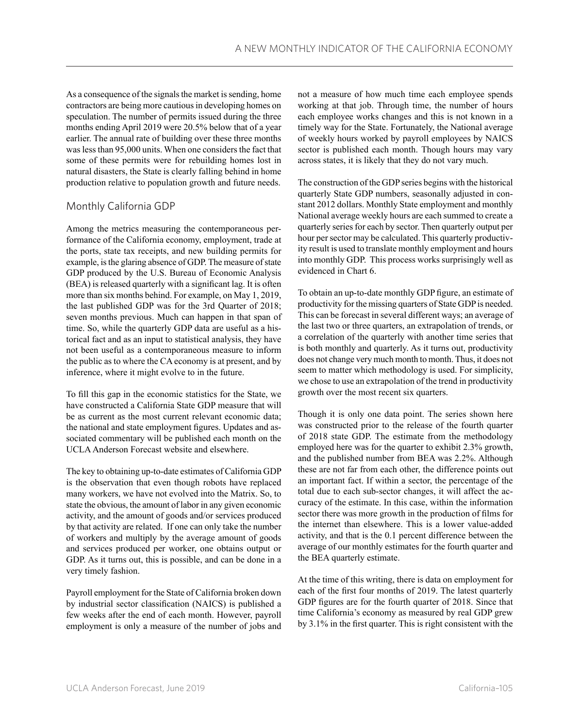As a consequence of the signals the market is sending, home contractors are being more cautious in developing homes on speculation. The number of permits issued during the three months ending April 2019 were 20.5% below that of a year earlier. The annual rate of building over these three months was less than 95,000 units. When one considers the fact that some of these permits were for rebuilding homes lost in natural disasters, the State is clearly falling behind in home production relative to population growth and future needs.

## Monthly California GDP

Among the metrics measuring the contemporaneous performance of the California economy, employment, trade at the ports, state tax receipts, and new building permits for example, is the glaring absence of GDP. The measure of state GDP produced by the U.S. Bureau of Economic Analysis (BEA) is released quarterly with a significant lag. It is often more than six months behind. For example, on May 1, 2019, the last published GDP was for the 3rd Quarter of 2018; seven months previous. Much can happen in that span of time. So, while the quarterly GDP data are useful as a historical fact and as an input to statistical analysis, they have not been useful as a contemporaneous measure to inform the public as to where the CA economy is at present, and by inference, where it might evolve to in the future.

To fill this gap in the economic statistics for the State, we have constructed a California State GDP measure that will be as current as the most current relevant economic data; the national and state employment figures. Updates and associated commentary will be published each month on the UCLA Anderson Forecast website and elsewhere.

The key to obtaining up-to-date estimates of California GDP is the observation that even though robots have replaced many workers, we have not evolved into the Matrix. So, to state the obvious, the amount of labor in any given economic activity, and the amount of goods and/or services produced by that activity are related. If one can only take the number of workers and multiply by the average amount of goods and services produced per worker, one obtains output or GDP. As it turns out, this is possible, and can be done in a very timely fashion.

Payroll employment for the State of California broken down by industrial sector classification (NAICS) is published a few weeks after the end of each month. However, payroll employment is only a measure of the number of jobs and not a measure of how much time each employee spends working at that job. Through time, the number of hours each employee works changes and this is not known in a timely way for the State. Fortunately, the National average of weekly hours worked by payroll employees by NAICS sector is published each month. Though hours may vary across states, it is likely that they do not vary much.

The construction of the GDP series begins with the historical quarterly State GDP numbers, seasonally adjusted in constant 2012 dollars. Monthly State employment and monthly National average weekly hours are each summed to create a quarterly series for each by sector. Then quarterly output per hour per sector may be calculated. This quarterly productivity result is used to translate monthly employment and hours into monthly GDP. This process works surprisingly well as evidenced in Chart 6.

To obtain an up-to-date monthly GDP figure, an estimate of productivity for the missing quarters of State GDP is needed. This can be forecast in several different ways; an average of the last two or three quarters, an extrapolation of trends, or a correlation of the quarterly with another time series that is both monthly and quarterly. As it turns out, productivity does not change very much month to month. Thus, it does not seem to matter which methodology is used. For simplicity, we chose to use an extrapolation of the trend in productivity growth over the most recent six quarters.

Though it is only one data point. The series shown here was constructed prior to the release of the fourth quarter of 2018 state GDP. The estimate from the methodology employed here was for the quarter to exhibit 2.3% growth, and the published number from BEA was 2.2%. Although these are not far from each other, the difference points out an important fact. If within a sector, the percentage of the total due to each sub-sector changes, it will affect the accuracy of the estimate. In this case, within the information sector there was more growth in the production of films for the internet than elsewhere. This is a lower value-added activity, and that is the 0.1 percent difference between the average of our monthly estimates for the fourth quarter and the BEA quarterly estimate.

At the time of this writing, there is data on employment for each of the first four months of 2019. The latest quarterly GDP figures are for the fourth quarter of 2018. Since that time California's economy as measured by real GDP grew by 3.1% in the first quarter. This is right consistent with the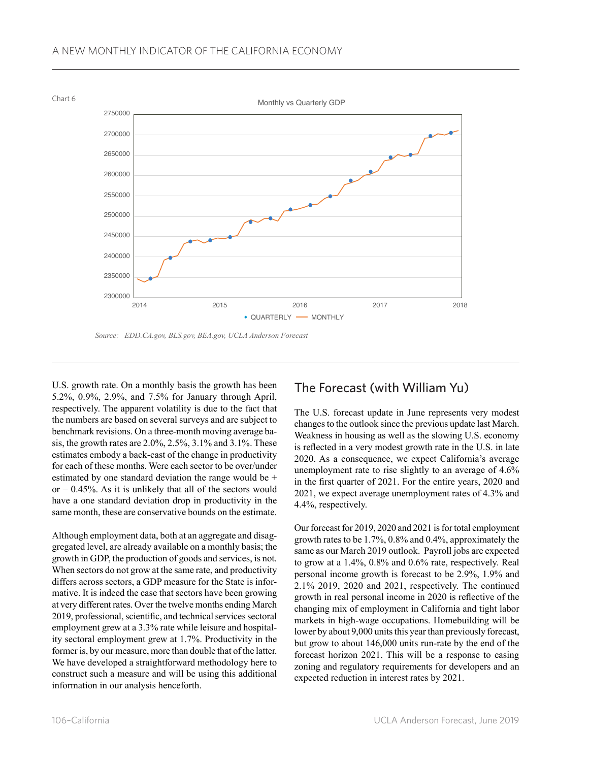Chart 6

Monthly vs Quarterly GDP

2750000
2700000
2650000
2600000
2550000
2500000
2450000
2400000
2350000
2300000

2014
2015
2016
2017
2018

QUARTERLY
MONTHLY

*Source: EDD.CA.gov, BLS.gov, BEA.gov, UCLA Anderson Forecast*

U.S. growth rate. On a monthly basis the growth has been 5.2%, 0.9%, 2.9%, and 7.5% for January through April, respectively. The apparent volatility is due to the fact that the numbers are based on several surveys and are subject to benchmark revisions. On a three-month moving average basis, the growth rates are 2.0%, 2.5%, 3.1% and 3.1%. These estimates embody a back-cast of the change in productivity for each of these months. Were each sector to be over/under estimated by one standard deviation the range would be + or – 0.45%. As it is unlikely that all of the sectors would have a one standard deviation drop in productivity in the same month, these are conservative bounds on the estimate.

Although employment data, both at an aggregate and disaggregated level, are already available on a monthly basis; the growth in GDP, the production of goods and services, is not. When sectors do not grow at the same rate, and productivity differs across sectors, a GDP measure for the State is informative. It is indeed the case that sectors have been growing at very different rates. Over the twelve months ending March 2019, professional, scientific, and technical services sectoral employment grew at a 3.3% rate while leisure and hospitality sectoral employment grew at 1.7%. Productivity in the former is, by our measure, more than double that of the latter. We have developed a straightforward methodology here to construct such a measure and will be using this additional information in our analysis henceforth.

## The Forecast (with William Yu)

The U.S. forecast update in June represents very modest changes to the outlook since the previous update last March. Weakness in housing as well as the slowing U.S. economy is reflected in a very modest growth rate in the U.S. in late 2020. As a consequence, we expect California's average unemployment rate to rise slightly to an average of 4.6% in the first quarter of 2021. For the entire years, 2020 and 2021, we expect average unemployment rates of 4.3% and 4.4%, respectively.

Our forecast for 2019, 2020 and 2021 is for total employment growth rates to be 1.7%, 0.8% and 0.4%, approximately the same as our March 2019 outlook. Payroll jobs are expected to grow at a 1.4%, 0.8% and 0.6% rate, respectively. Real personal income growth is forecast to be 2.9%, 1.9% and 2.1% 2019, 2020 and 2021, respectively. The continued growth in real personal income in 2020 is reflective of the changing mix of employment in California and tight labor markets in high-wage occupations. Homebuilding will be lower by about 9,000 units this year than previously forecast, but grow to about 146,000 units run-rate by the end of the forecast horizon 2021. This will be a response to easing zoning and regulatory requirements for developers and an expected reduction in interest rates by 2021.